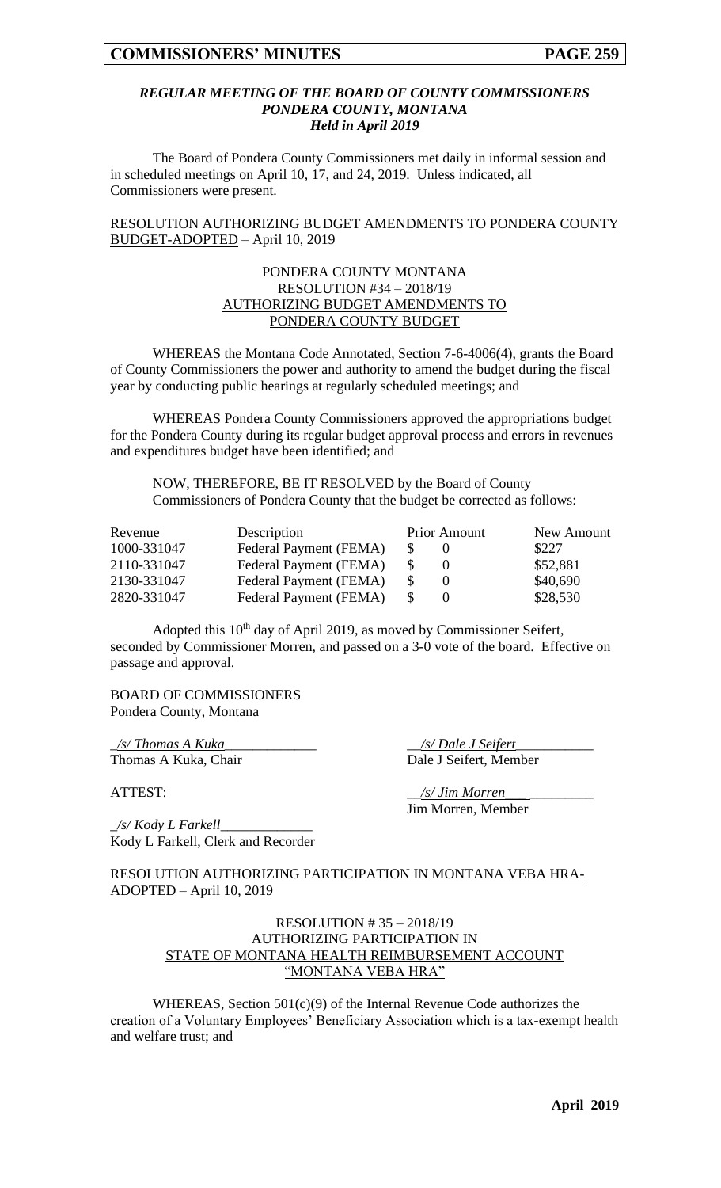### *REGULAR MEETING OF THE BOARD OF COUNTY COMMISSIONERS PONDERA COUNTY, MONTANA Held in April 2019*

The Board of Pondera County Commissioners met daily in informal session and in scheduled meetings on April 10, 17, and 24, 2019. Unless indicated, all Commissioners were present.

RESOLUTION AUTHORIZING BUDGET AMENDMENTS TO PONDERA COUNTY BUDGET-ADOPTED – April 10, 2019

PONDERA COUNTY MONTANA
RESOLUTION #34 – 2018/19
AUTHORIZING BUDGET AMENDMENTS TO
PONDERA COUNTY BUDGET

WHEREAS the Montana Code Annotated, Section 7-6-4006(4), grants the Board of County Commissioners the power and authority to amend the budget during the fiscal year by conducting public hearings at regularly scheduled meetings; and

WHEREAS Pondera County Commissioners approved the appropriations budget for the Pondera County during its regular budget approval process and errors in revenues and expenditures budget have been identified; and

NOW, THEREFORE, BE IT RESOLVED by the Board of County Commissioners of Pondera County that the budget be corrected as follows:

| Revenue | Description | Prior Amount | New Amount |
|---|---|---|---|
| 1000-331047 | Federal Payment (FEMA) | $ 0 | $227 |
| 2110-331047 | Federal Payment (FEMA) | $ 0 | $52,881 |
| 2130-331047 | Federal Payment (FEMA) | $ 0 | $40,690 |
| 2820-331047 | Federal Payment (FEMA) | $ 0 | $28,530 |

Adopted this 10th day of April 2019, as moved by Commissioner Seifert, seconded by Commissioner Morren, and passed on a 3-0 vote of the board. Effective on passage and approval.

BOARD OF COMMISSIONERS
Pondera County, Montana

*/s/ Thomas A Kuka*
Thomas A Kuka, Chair

*/s/ Dale J Seifert*
Dale J Seifert, Member

*/s/ Jim Morren*
Jim Morren, Member

ATTEST:

*/s/ Kody L Farkell*
Kody L Farkell, Clerk and Recorder

RESOLUTION AUTHORIZING PARTICIPATION IN MONTANA VEBA HRA-ADOPTED – April 10, 2019

RESOLUTION # 35 – 2018/19
AUTHORIZING PARTICIPATION IN
STATE OF MONTANA HEALTH REIMBURSEMENT ACCOUNT
"MONTANA VEBA HRA"

WHEREAS, Section 501(c)(9) of the Internal Revenue Code authorizes the creation of a Voluntary Employees' Beneficiary Association which is a tax-exempt health and welfare trust; and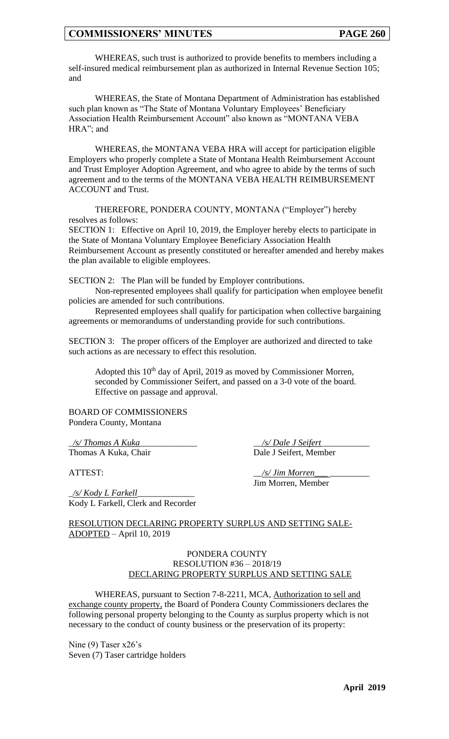WHEREAS, such trust is authorized to provide benefits to members including a self-insured medical reimbursement plan as authorized in Internal Revenue Section 105; and

WHEREAS, the State of Montana Department of Administration has established such plan known as "The State of Montana Voluntary Employees' Beneficiary Association Health Reimbursement Account" also known as "MONTANA VEBA HRA"; and

WHEREAS, the MONTANA VEBA HRA will accept for participation eligible Employers who properly complete a State of Montana Health Reimbursement Account and Trust Employer Adoption Agreement, and who agree to abide by the terms of such agreement and to the terms of the MONTANA VEBA HEALTH REIMBURSEMENT ACCOUNT and Trust.

THEREFORE, PONDERA COUNTY, MONTANA ("Employer") hereby resolves as follows:

SECTION 1: Effective on April 10, 2019, the Employer hereby elects to participate in the State of Montana Voluntary Employee Beneficiary Association Health Reimbursement Account as presently constituted or hereafter amended and hereby makes the plan available to eligible employees.

SECTION 2: The Plan will be funded by Employer contributions.

Non-represented employees shall qualify for participation when employee benefit policies are amended for such contributions.

Represented employees shall qualify for participation when collective bargaining agreements or memorandums of understanding provide for such contributions.

SECTION 3: The proper officers of the Employer are authorized and directed to take such actions as are necessary to effect this resolution.

Adopted this 10th day of April, 2019 as moved by Commissioner Morren, seconded by Commissioner Seifert, and passed on a 3-0 vote of the board. Effective on passage and approval.

BOARD OF COMMISSIONERS
Pondera County, Montana

_/s/ Thomas A Kuka_
Thomas A Kuka, Chair

_/s/ Dale J Seifert_
Dale J Seifert, Member

ATTEST:

_/s/ Jim Morren_
Jim Morren, Member

_/s/ Kody L Farkell_
Kody L Farkell, Clerk and Recorder

RESOLUTION DECLARING PROPERTY SURPLUS AND SETTING SALE-ADOPTED – April 10, 2019

PONDERA COUNTY
RESOLUTION #36 – 2018/19
DECLARING PROPERTY SURPLUS AND SETTING SALE

WHEREAS, pursuant to Section 7-8-2211, MCA, Authorization to sell and exchange county property, the Board of Pondera County Commissioners declares the following personal property belonging to the County as surplus property which is not necessary to the conduct of county business or the preservation of its property:

Nine (9) Taser x26's
Seven (7) Taser cartridge holders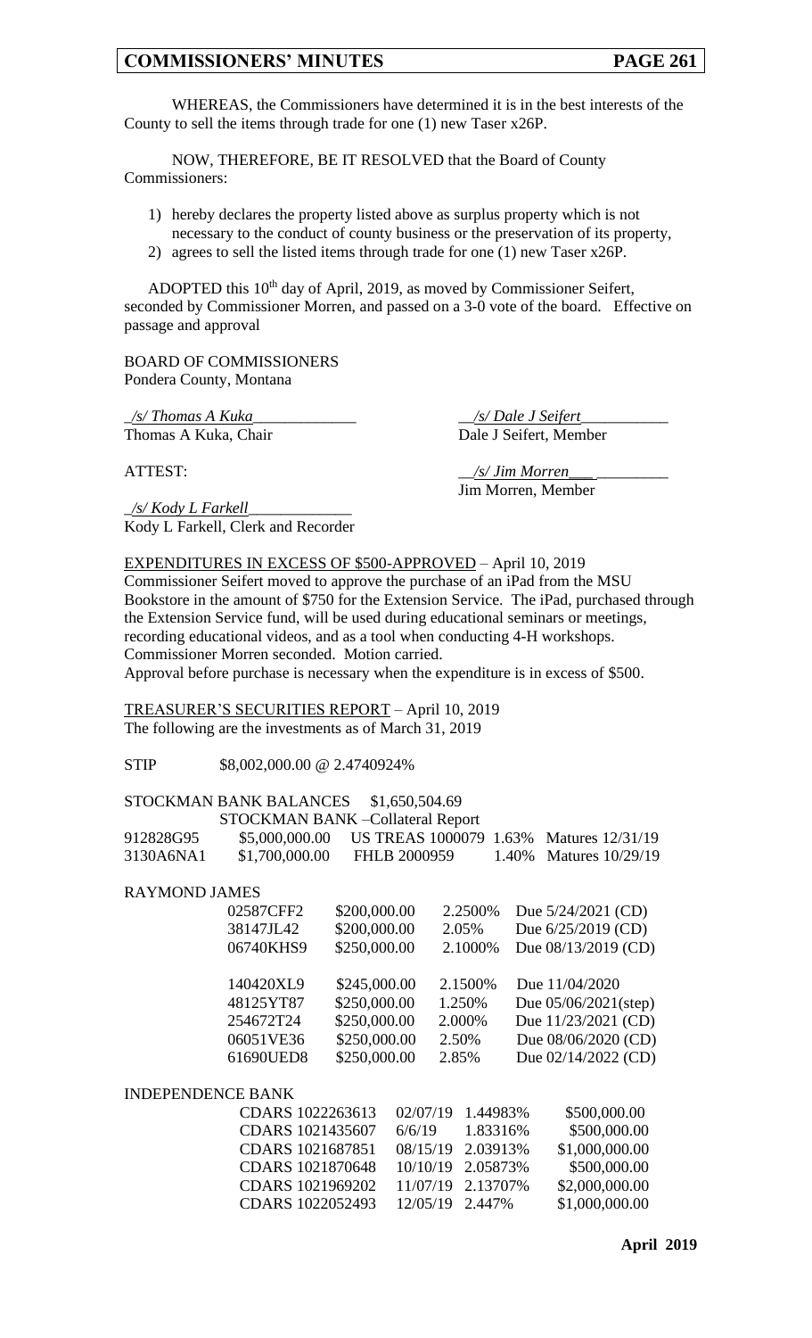WHEREAS, the Commissioners have determined it is in the best interests of the County to sell the items through trade for one (1) new Taser x26P.

NOW, THEREFORE, BE IT RESOLVED that the Board of County Commissioners:

1) hereby declares the property listed above as surplus property which is not necessary to the conduct of county business or the preservation of its property,
2) agrees to sell the listed items through trade for one (1) new Taser x26P.

ADOPTED this 10th day of April, 2019, as moved by Commissioner Seifert, seconded by Commissioner Morren, and passed on a 3-0 vote of the board. Effective on passage and approval

BOARD OF COMMISSIONERS
Pondera County, Montana

_/s/ Thomas A Kuka_
Thomas A Kuka, Chair

_/s/ Dale J Seifert_
Dale J Seifert, Member

ATTEST:

_/s/ Jim Morren_
Jim Morren, Member

_/s/ Kody L Farkell_
Kody L Farkell, Clerk and Recorder

EXPENDITURES IN EXCESS OF $500-APPROVED – April 10, 2019
Commissioner Seifert moved to approve the purchase of an iPad from the MSU Bookstore in the amount of $750 for the Extension Service. The iPad, purchased through the Extension Service fund, will be used during educational seminars or meetings, recording educational videos, and as a tool when conducting 4-H workshops. Commissioner Morren seconded. Motion carried.
Approval before purchase is necessary when the expenditure is in excess of $500.

TREASURER'S SECURITIES REPORT – April 10, 2019
The following are the investments as of March 31, 2019

STIP $8,002,000.00 @ 2.4740924%

STOCKMAN BANK BALANCES $1,650,504.69

STOCKMAN BANK –Collateral Report

| | | | | |
|---|---|---|---|---|
| 912828G95 | $5,000,000.00 | US TREAS 1000079 | 1.63% | Matures 12/31/19 |
| 3130A6NA1 | $1,700,000.00 | FHLB 2000959 | 1.40% | Matures 10/29/19 |

RAYMOND JAMES

| | | | |
|---|---|---|---|
| 02587CFF2 | $200,000.00 | 2.2500% | Due 5/24/2021 (CD) |
| 38147JL42 | $200,000.00 | 2.05% | Due 6/25/2019 (CD) |
| 06740KHS9 | $250,000.00 | 2.1000% | Due 08/13/2019 (CD) |
| 140420XL9 | $245,000.00 | 2.1500% | Due 11/04/2020 |
| 48125YT87 | $250,000.00 | 1.250% | Due 05/06/2021(step) |
| 254672T24 | $250,000.00 | 2.000% | Due 11/23/2021 (CD) |
| 06051VE36 | $250,000.00 | 2.50% | Due 08/06/2020 (CD) |
| 61690UED8 | $250,000.00 | 2.85% | Due 02/14/2022 (CD) |

INDEPENDENCE BANK

| | | | |
|---|---|---|---|
| CDARS 1022263613 | 02/07/19 | 1.44983% | $500,000.00 |
| CDARS 1021435607 | 6/6/19 | 1.83316% | $500,000.00 |
| CDARS 1021687851 | 08/15/19 | 2.03913% | $1,000,000.00 |
| CDARS 1021870648 | 10/10/19 | 2.05873% | $500,000.00 |
| CDARS 1021969202 | 11/07/19 | 2.13707% | $2,000,000.00 |
| CDARS 1022052493 | 12/05/19 | 2.447% | $1,000,000.00 |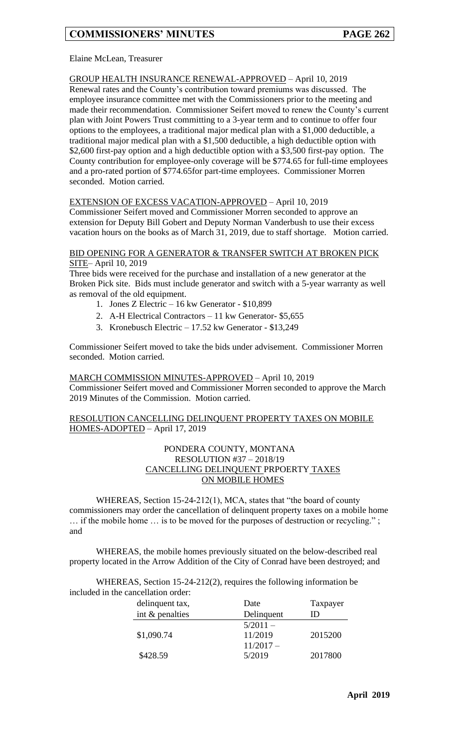Elaine McLean, Treasurer

GROUP HEALTH INSURANCE RENEWAL-APPROVED – April 10, 2019
Renewal rates and the County's contribution toward premiums was discussed. The employee insurance committee met with the Commissioners prior to the meeting and made their recommendation. Commissioner Seifert moved to renew the County's current plan with Joint Powers Trust committing to a 3-year term and to continue to offer four options to the employees, a traditional major medical plan with a $1,000 deductible, a traditional major medical plan with a $1,500 deductible, a high deductible option with $2,600 first-pay option and a high deductible option with a $3,500 first-pay option. The County contribution for employee-only coverage will be $774.65 for full-time employees and a pro-rated portion of $774.65for part-time employees. Commissioner Morren seconded. Motion carried.

EXTENSION OF EXCESS VACATION-APPROVED – April 10, 2019
Commissioner Seifert moved and Commissioner Morren seconded to approve an extension for Deputy Bill Gobert and Deputy Norman Vanderbush to use their excess vacation hours on the books as of March 31, 2019, due to staff shortage. Motion carried.

BID OPENING FOR A GENERATOR & TRANSFER SWITCH AT BROKEN PICK SITE– April 10, 2019
Three bids were received for the purchase and installation of a new generator at the Broken Pick site. Bids must include generator and switch with a 5-year warranty as well as removal of the old equipment.

1. Jones Z Electric – 16 kw Generator - $10,899
2. A-H Electrical Contractors – 11 kw Generator- $5,655
3. Kronebusch Electric – 17.52 kw Generator - $13,249

Commissioner Seifert moved to take the bids under advisement. Commissioner Morren seconded. Motion carried.

MARCH COMMISSION MINUTES-APPROVED – April 10, 2019
Commissioner Seifert moved and Commissioner Morren seconded to approve the March 2019 Minutes of the Commission. Motion carried.

RESOLUTION CANCELLING DELINQUENT PROPERTY TAXES ON MOBILE HOMES-ADOPTED – April 17, 2019

PONDERA COUNTY, MONTANA
RESOLUTION #37 – 2018/19
CANCELLING DELINQUENT PRPOERTY TAXES
ON MOBILE HOMES

WHEREAS, Section 15-24-212(1), MCA, states that "the board of county commissioners may order the cancellation of delinquent property taxes on a mobile home … if the mobile home … is to be moved for the purposes of destruction or recycling." ; and

WHEREAS, the mobile homes previously situated on the below-described real property located in the Arrow Addition of the City of Conrad have been destroyed; and

WHEREAS, Section 15-24-212(2), requires the following information be included in the cancellation order:

| delinquent tax, int & penalties | Date Delinquent | Taxpayer ID |
|---|---|---|
| $1,090.74 | 5/2011 – 11/2019 | 2015200 |
| $428.59 | 11/2017 – 5/2019 | 2017800 |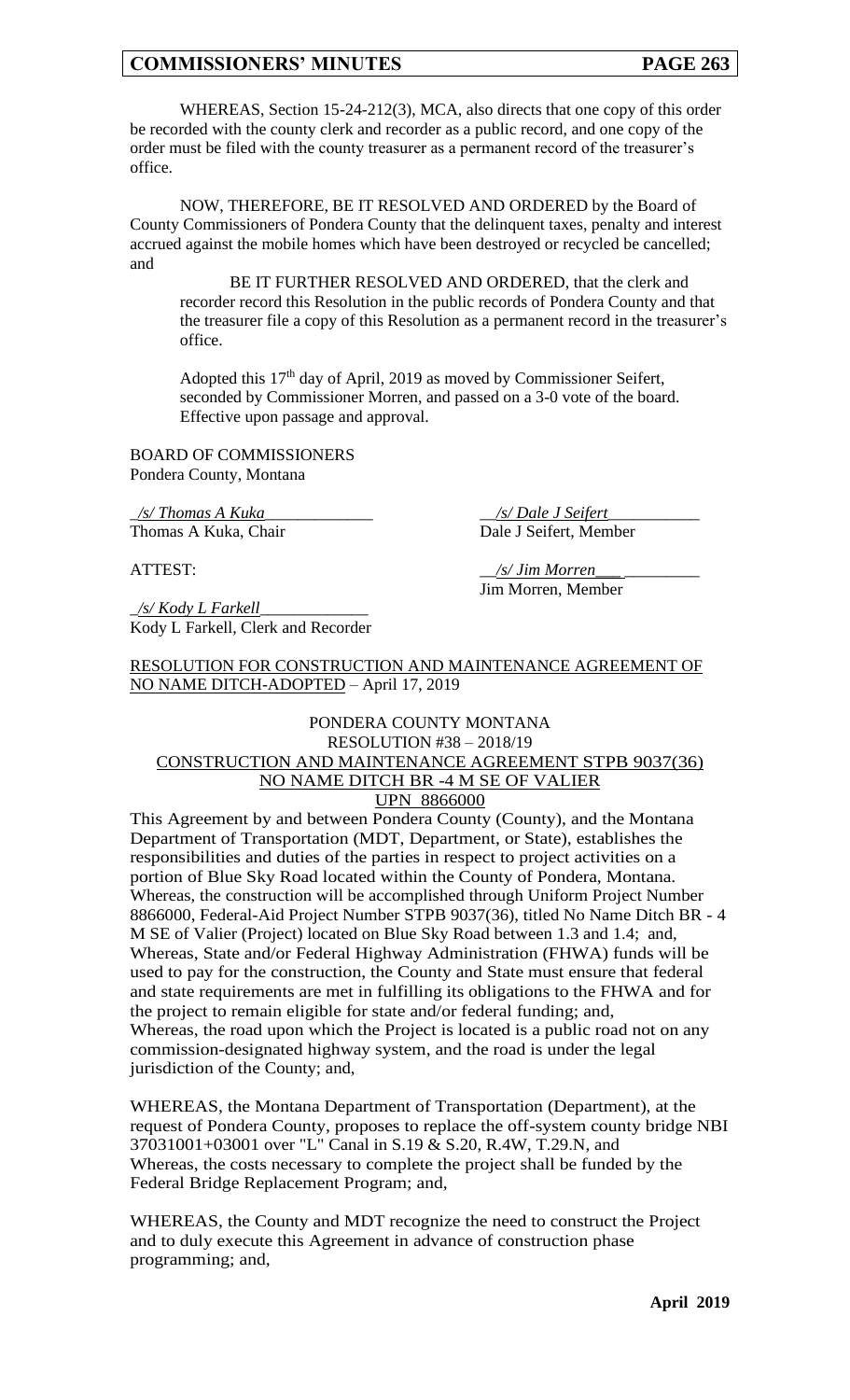WHEREAS, Section 15-24-212(3), MCA, also directs that one copy of this order be recorded with the county clerk and recorder as a public record, and one copy of the order must be filed with the county treasurer as a permanent record of the treasurer's office.

NOW, THEREFORE, BE IT RESOLVED AND ORDERED by the Board of County Commissioners of Pondera County that the delinquent taxes, penalty and interest accrued against the mobile homes which have been destroyed or recycled be cancelled; and

BE IT FURTHER RESOLVED AND ORDERED, that the clerk and recorder record this Resolution in the public records of Pondera County and that the treasurer file a copy of this Resolution as a permanent record in the treasurer's office.

Adopted this 17th day of April, 2019 as moved by Commissioner Seifert, seconded by Commissioner Morren, and passed on a 3-0 vote of the board. Effective upon passage and approval.

BOARD OF COMMISSIONERS
Pondera County, Montana

*/s/ Thomas A Kuka*
Thomas A Kuka, Chair

*/s/ Dale J Seifert*
Dale J Seifert, Member

ATTEST:

*/s/ Jim Morren*
Jim Morren, Member

*/s/ Kody L Farkell*
Kody L Farkell, Clerk and Recorder

RESOLUTION FOR CONSTRUCTION AND MAINTENANCE AGREEMENT OF NO NAME DITCH-ADOPTED – April 17, 2019

PONDERA COUNTY MONTANA
RESOLUTION #38 – 2018/19
CONSTRUCTION AND MAINTENANCE AGREEMENT STPB 9037(36)
NO NAME DITCH BR -4 M SE OF VALIER
UPN 8866000

This Agreement by and between Pondera County (County), and the Montana Department of Transportation (MDT, Department, or State), establishes the responsibilities and duties of the parties in respect to project activities on a portion of Blue Sky Road located within the County of Pondera, Montana.
Whereas, the construction will be accomplished through Uniform Project Number 8866000, Federal-Aid Project Number STPB 9037(36), titled No Name Ditch BR - 4 M SE of Valier (Project) located on Blue Sky Road between 1.3 and 1.4; and,
Whereas, State and/or Federal Highway Administration (FHWA) funds will be used to pay for the construction, the County and State must ensure that federal and state requirements are met in fulfilling its obligations to the FHWA and for the project to remain eligible for state and/or federal funding; and,
Whereas, the road upon which the Project is located is a public road not on any commission-designated highway system, and the road is under the legal jurisdiction of the County; and,

WHEREAS, the Montana Department of Transportation (Department), at the request of Pondera County, proposes to replace the off-system county bridge NBI 37031001+03001 over "L" Canal in S.19 & S.20, R.4W, T.29.N, and
Whereas, the costs necessary to complete the project shall be funded by the Federal Bridge Replacement Program; and,

WHEREAS, the County and MDT recognize the need to construct the Project and to duly execute this Agreement in advance of construction phase programming; and,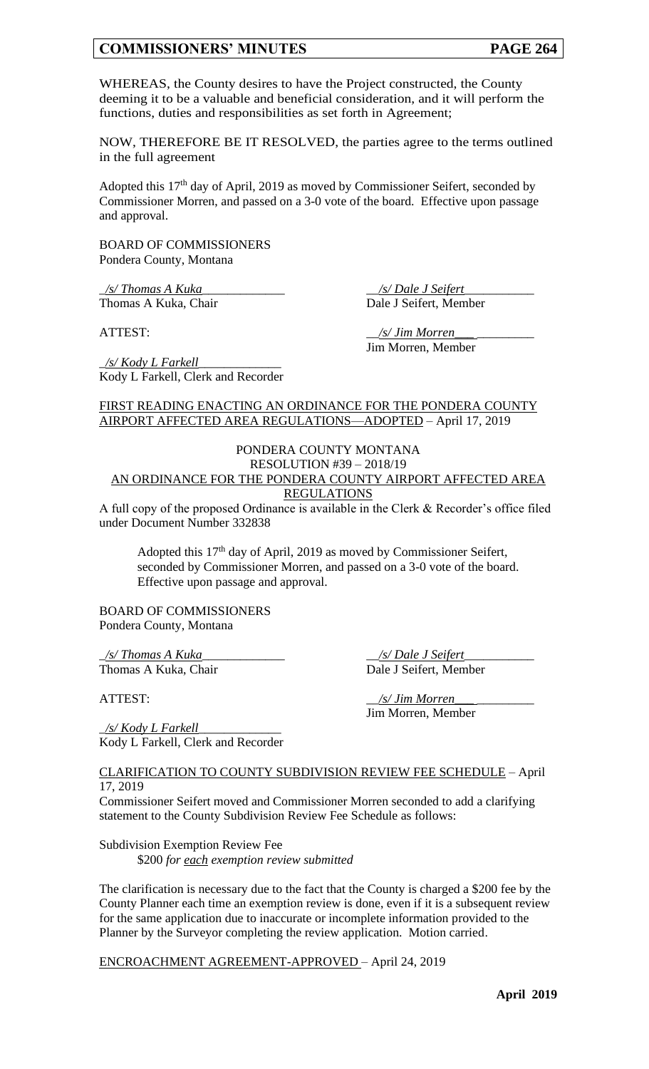WHEREAS, the County desires to have the Project constructed, the County deeming it to be a valuable and beneficial consideration, and it will perform the functions, duties and responsibilities as set forth in Agreement;

NOW, THEREFORE BE IT RESOLVED, the parties agree to the terms outlined in the full agreement

Adopted this 17th day of April, 2019 as moved by Commissioner Seifert, seconded by Commissioner Morren, and passed on a 3-0 vote of the board. Effective upon passage and approval.

BOARD OF COMMISSIONERS
Pondera County, Montana

_/s/ Thomas A Kuka_____________ &nbsp;&nbsp;&nbsp;&nbsp; __/s/ Dale J Seifert___________
Thomas A Kuka, Chair &nbsp;&nbsp;&nbsp;&nbsp; Dale J Seifert, Member

ATTEST: &nbsp;&nbsp;&nbsp;&nbsp; __/s/ Jim Morren___ _________
Jim Morren, Member

_/s/ Kody L Farkell_____________
Kody L Farkell, Clerk and Recorder

<u>FIRST READING ENACTING AN ORDINANCE FOR THE PONDERA COUNTY AIRPORT AFFECTED AREA REGULATIONS—ADOPTED</u> – April 17, 2019

PONDERA COUNTY MONTANA
RESOLUTION #39 – 2018/19
<u>AN ORDINANCE FOR THE PONDERA COUNTY AIRPORT AFFECTED AREA REGULATIONS</u>

A full copy of the proposed Ordinance is available in the Clerk & Recorder's office filed under Document Number 332838

Adopted this 17th day of April, 2019 as moved by Commissioner Seifert, seconded by Commissioner Morren, and passed on a 3-0 vote of the board. Effective upon passage and approval.

BOARD OF COMMISSIONERS
Pondera County, Montana

_/s/ Thomas A Kuka_____________ &nbsp;&nbsp;&nbsp;&nbsp; __/s/ Dale J Seifert___________
Thomas A Kuka, Chair &nbsp;&nbsp;&nbsp;&nbsp; Dale J Seifert, Member

ATTEST: &nbsp;&nbsp;&nbsp;&nbsp; __/s/ Jim Morren___ _________
Jim Morren, Member

_/s/ Kody L Farkell_____________
Kody L Farkell, Clerk and Recorder

<u>CLARIFICATION TO COUNTY SUBDIVISION REVIEW FEE SCHEDULE</u> – April 17, 2019

Commissioner Seifert moved and Commissioner Morren seconded to add a clarifying statement to the County Subdivision Review Fee Schedule as follows:

Subdivision Exemption Review Fee
$200 *for <u>each</u> exemption review submitted*

The clarification is necessary due to the fact that the County is charged a $200 fee by the County Planner each time an exemption review is done, even if it is a subsequent review for the same application due to inaccurate or incomplete information provided to the Planner by the Surveyor completing the review application. Motion carried.

<u>ENCROACHMENT AGREEMENT-APPROVED</u> – April 24, 2019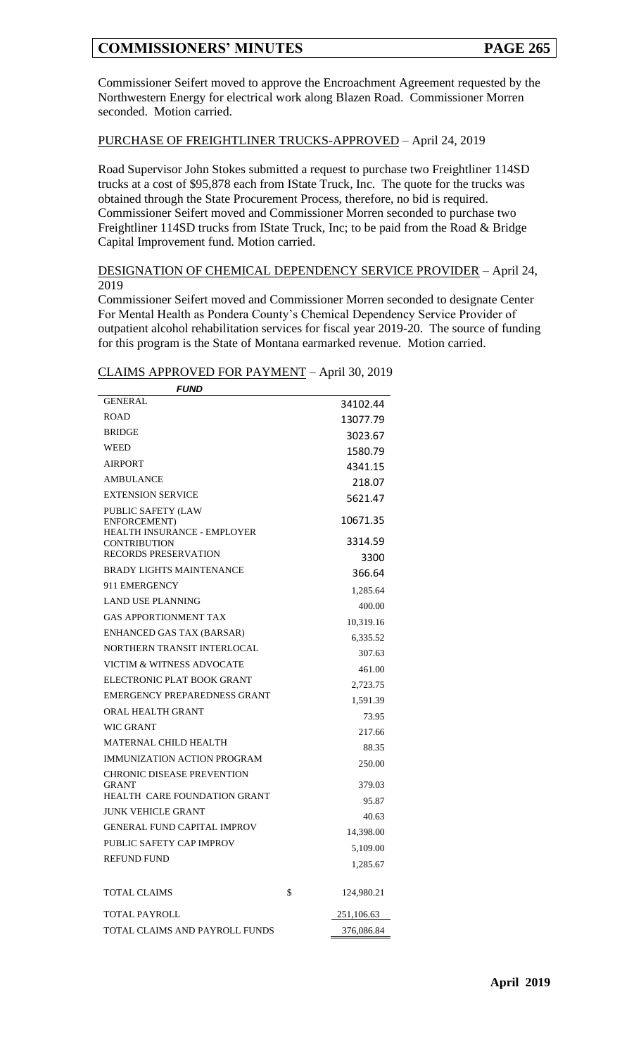Commissioner Seifert moved to approve the Encroachment Agreement requested by the Northwestern Energy for electrical work along Blazen Road. Commissioner Morren seconded. Motion carried.

PURCHASE OF FREIGHTLINER TRUCKS-APPROVED – April 24, 2019

Road Supervisor John Stokes submitted a request to purchase two Freightliner 114SD trucks at a cost of $95,878 each from IState Truck, Inc. The quote for the trucks was obtained through the State Procurement Process, therefore, no bid is required. Commissioner Seifert moved and Commissioner Morren seconded to purchase two Freightliner 114SD trucks from IState Truck, Inc; to be paid from the Road & Bridge Capital Improvement fund. Motion carried.

DESIGNATION OF CHEMICAL DEPENDENCY SERVICE PROVIDER – April 24, 2019

Commissioner Seifert moved and Commissioner Morren seconded to designate Center For Mental Health as Pondera County's Chemical Dependency Service Provider of outpatient alcohol rehabilitation services for fiscal year 2019-20. The source of funding for this program is the State of Montana earmarked revenue. Motion carried.

CLAIMS APPROVED FOR PAYMENT – April 30, 2019

| *FUND* | | |
|---|---|---|
| GENERAL | | 34102.44 |
| ROAD | | 13077.79 |
| BRIDGE | | 3023.67 |
| WEED | | 1580.79 |
| AIRPORT | | 4341.15 |
| AMBULANCE | | 218.07 |
| EXTENSION SERVICE | | 5621.47 |
| PUBLIC SAFETY (LAW ENFORCEMENT) | | 10671.35 |
| HEALTH INSURANCE - EMPLOYER CONTRIBUTION | | 3314.59 |
| RECORDS PRESERVATION | | 3300 |
| BRADY LIGHTS MAINTENANCE | | 366.64 |
| 911 EMERGENCY | | 1,285.64 |
| LAND USE PLANNING | | 400.00 |
| GAS APPORTIONMENT TAX | | 10,319.16 |
| ENHANCED GAS TAX (BARSAR) | | 6,335.52 |
| NORTHERN TRANSIT INTERLOCAL | | 307.63 |
| VICTIM & WITNESS ADVOCATE | | 461.00 |
| ELECTRONIC PLAT BOOK GRANT | | 2,723.75 |
| EMERGENCY PREPAREDNESS GRANT | | 1,591.39 |
| ORAL HEALTH GRANT | | 73.95 |
| WIC GRANT | | 217.66 |
| MATERNAL CHILD HEALTH | | 88.35 |
| IMMUNIZATION ACTION PROGRAM | | 250.00 |
| CHRONIC DISEASE PREVENTION GRANT | | 379.03 |
| HEALTH CARE FOUNDATION GRANT | | 95.87 |
| JUNK VEHICLE GRANT | | 40.63 |
| GENERAL FUND CAPITAL IMPROV | | 14,398.00 |
| PUBLIC SAFETY CAP IMPROV | | 5,109.00 |
| REFUND FUND | | 1,285.67 |
| | | |
| TOTAL CLAIMS | $ | 124,980.21 |
| TOTAL PAYROLL | | 251,106.63 |
| TOTAL CLAIMS AND PAYROLL FUNDS | | 376,086.84 |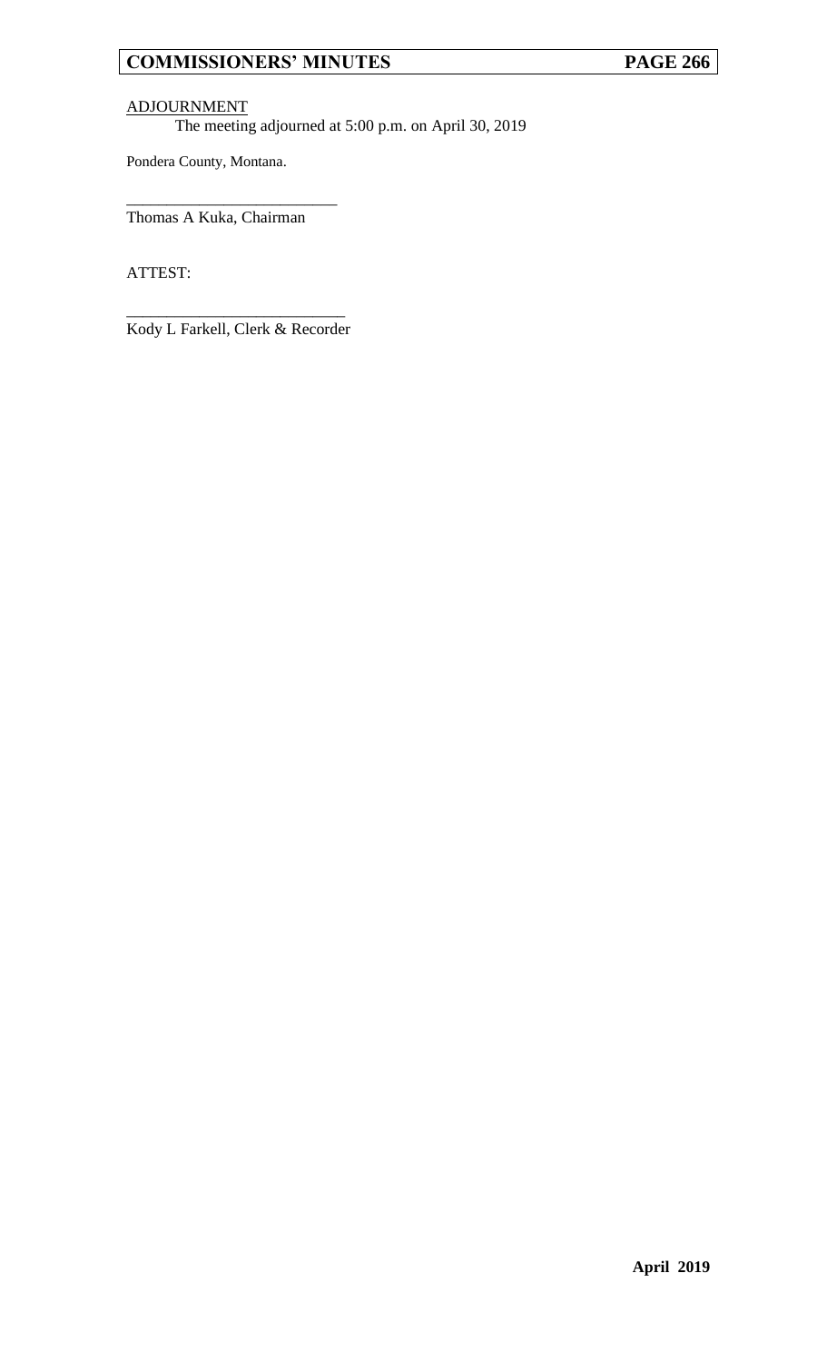ADJOURNMENT

The meeting adjourned at 5:00 p.m. on April 30, 2019

Pondera County, Montana.

__________________________

Thomas A Kuka, Chairman

ATTEST:

___________________________

Kody L Farkell, Clerk & Recorder